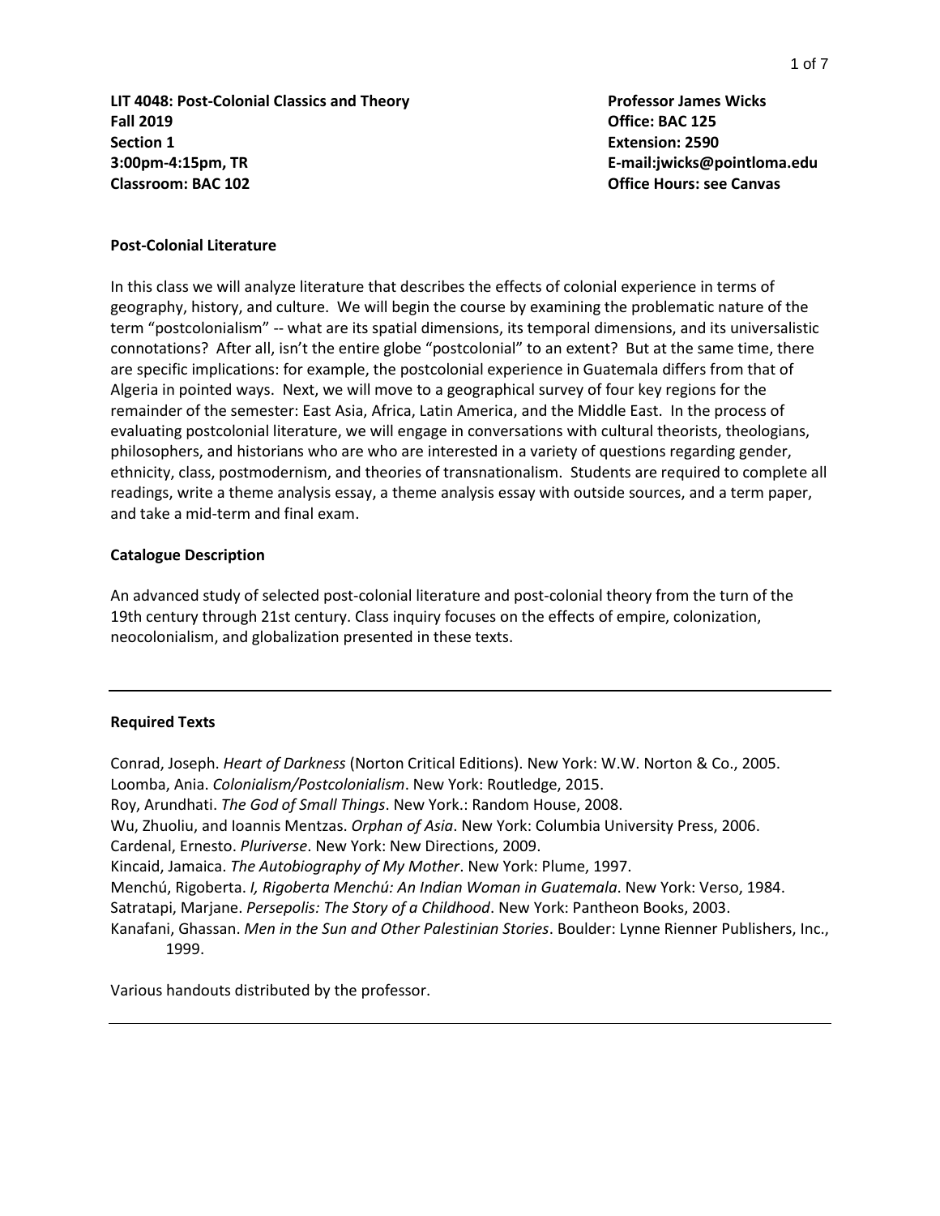**LIT 4048: Post-Colonial Classics and Theory**
**Fall 2019**
**Section 1**
**3:00pm-4:15pm, TR**
**Classroom: BAC 102**

**Professor James Wicks**
**Office: BAC 125**
**Extension: 2590**
**E-mail:jwicks@pointloma.edu**
**Office Hours: see Canvas**

### Post-Colonial Literature

In this class we will analyze literature that describes the effects of colonial experience in terms of geography, history, and culture. We will begin the course by examining the problematic nature of the term "postcolonialism" -- what are its spatial dimensions, its temporal dimensions, and its universalistic connotations? After all, isn't the entire globe "postcolonial" to an extent? But at the same time, there are specific implications: for example, the postcolonial experience in Guatemala differs from that of Algeria in pointed ways. Next, we will move to a geographical survey of four key regions for the remainder of the semester: East Asia, Africa, Latin America, and the Middle East. In the process of evaluating postcolonial literature, we will engage in conversations with cultural theorists, theologians, philosophers, and historians who are who are interested in a variety of questions regarding gender, ethnicity, class, postmodernism, and theories of transnationalism. Students are required to complete all readings, write a theme analysis essay, a theme analysis essay with outside sources, and a term paper, and take a mid-term and final exam.

### Catalogue Description

An advanced study of selected post-colonial literature and post-colonial theory from the turn of the 19th century through 21st century. Class inquiry focuses on the effects of empire, colonization, neocolonialism, and globalization presented in these texts.

---

### Required Texts

Conrad, Joseph. *Heart of Darkness* (Norton Critical Editions). New York: W.W. Norton & Co., 2005.
Loomba, Ania. *Colonialism/Postcolonialism*. New York: Routledge, 2015.
Roy, Arundhati. *The God of Small Things*. New York.: Random House, 2008.
Wu, Zhuoliu, and Ioannis Mentzas. *Orphan of Asia*. New York: Columbia University Press, 2006.
Cardenal, Ernesto. *Pluriverse*. New York: New Directions, 2009.
Kincaid, Jamaica. *The Autobiography of My Mother*. New York: Plume, 1997.
Menchú, Rigoberta. *I, Rigoberta Menchú: An Indian Woman in Guatemala*. New York: Verso, 1984.
Satratapi, Marjane. *Persepolis: The Story of a Childhood*. New York: Pantheon Books, 2003.
Kanafani, Ghassan. *Men in the Sun and Other Palestinian Stories*. Boulder: Lynne Rienner Publishers, Inc., 1999.

Various handouts distributed by the professor.

---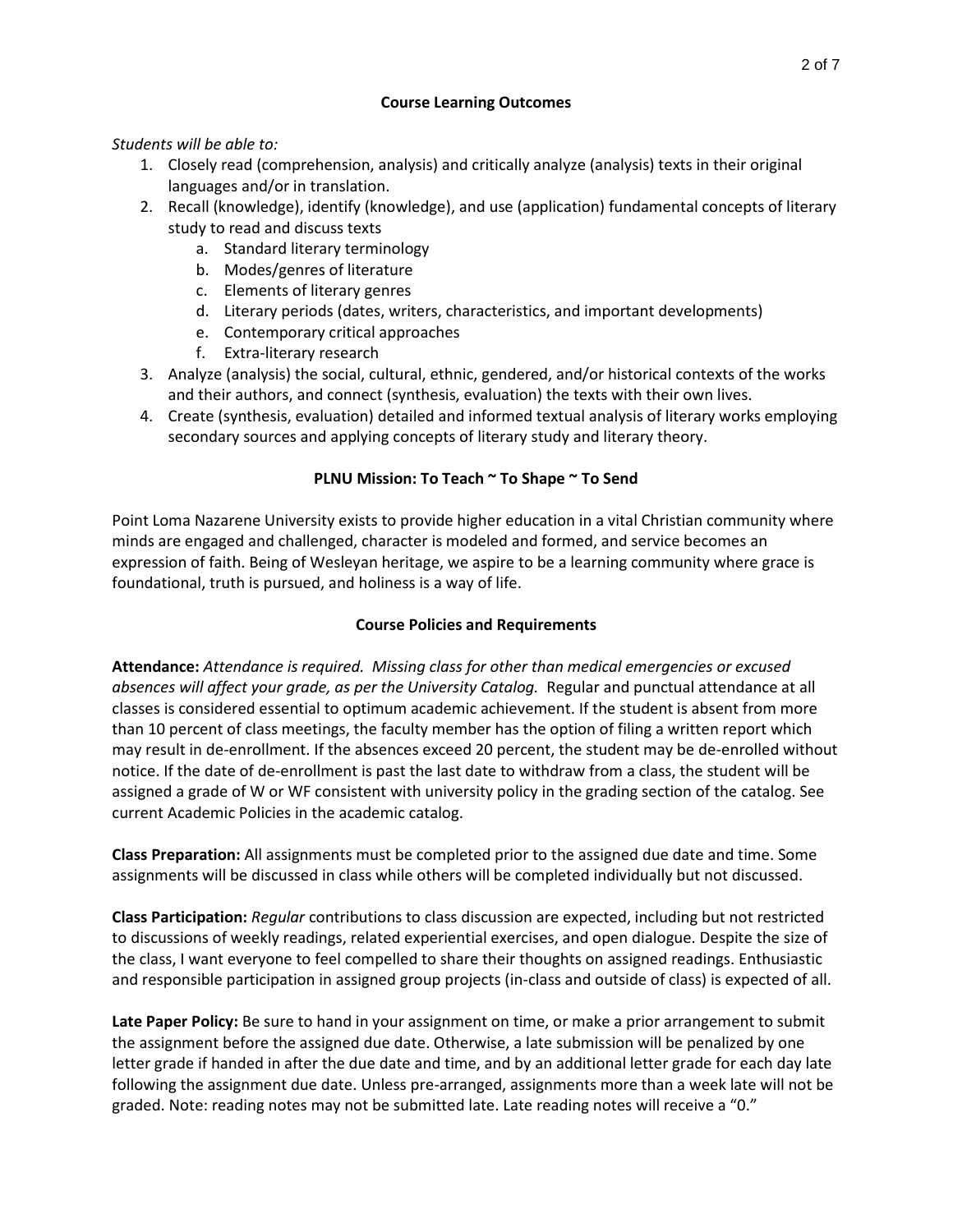## Course Learning Outcomes

*Students will be able to:*

1. Closely read (comprehension, analysis) and critically analyze (analysis) texts in their original languages and/or in translation.
2. Recall (knowledge), identify (knowledge), and use (application) fundamental concepts of literary study to read and discuss texts
    a. Standard literary terminology
    b. Modes/genres of literature
    c. Elements of literary genres
    d. Literary periods (dates, writers, characteristics, and important developments)
    e. Contemporary critical approaches
    f. Extra-literary research
3. Analyze (analysis) the social, cultural, ethnic, gendered, and/or historical contexts of the works and their authors, and connect (synthesis, evaluation) the texts with their own lives.
4. Create (synthesis, evaluation) detailed and informed textual analysis of literary works employing secondary sources and applying concepts of literary study and literary theory.

## PLNU Mission: To Teach ~ To Shape ~ To Send

Point Loma Nazarene University exists to provide higher education in a vital Christian community where minds are engaged and challenged, character is modeled and formed, and service becomes an expression of faith. Being of Wesleyan heritage, we aspire to be a learning community where grace is foundational, truth is pursued, and holiness is a way of life.

## Course Policies and Requirements

**Attendance:** *Attendance is required. Missing class for other than medical emergencies or excused absences will affect your grade, as per the University Catalog.* Regular and punctual attendance at all classes is considered essential to optimum academic achievement. If the student is absent from more than 10 percent of class meetings, the faculty member has the option of filing a written report which may result in de-enrollment. If the absences exceed 20 percent, the student may be de-enrolled without notice. If the date of de-enrollment is past the last date to withdraw from a class, the student will be assigned a grade of W or WF consistent with university policy in the grading section of the catalog. See current Academic Policies in the academic catalog.

**Class Preparation:** All assignments must be completed prior to the assigned due date and time. Some assignments will be discussed in class while others will be completed individually but not discussed.

**Class Participation:** *Regular* contributions to class discussion are expected, including but not restricted to discussions of weekly readings, related experiential exercises, and open dialogue. Despite the size of the class, I want everyone to feel compelled to share their thoughts on assigned readings. Enthusiastic and responsible participation in assigned group projects (in-class and outside of class) is expected of all.

**Late Paper Policy:** Be sure to hand in your assignment on time, or make a prior arrangement to submit the assignment before the assigned due date. Otherwise, a late submission will be penalized by one letter grade if handed in after the due date and time, and by an additional letter grade for each day late following the assignment due date. Unless pre-arranged, assignments more than a week late will not be graded. Note: reading notes may not be submitted late. Late reading notes will receive a "0."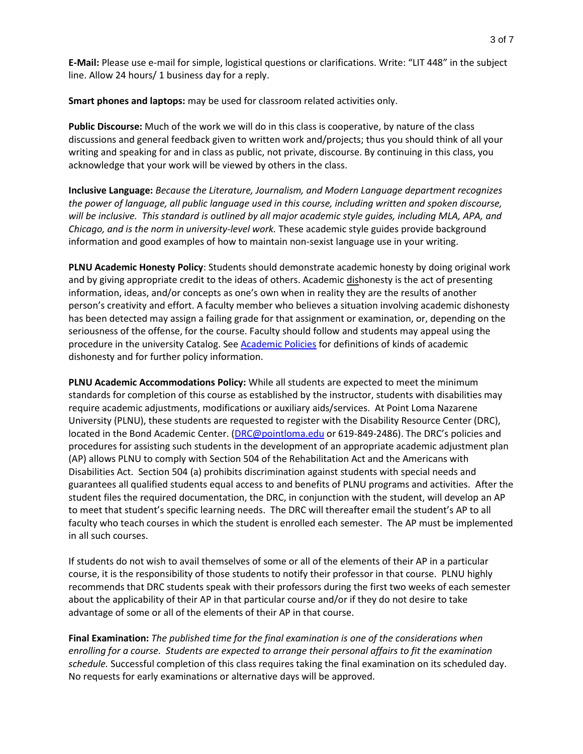**E-Mail:** Please use e-mail for simple, logistical questions or clarifications. Write: "LIT 448" in the subject line. Allow 24 hours/ 1 business day for a reply.

**Smart phones and laptops:** may be used for classroom related activities only.

**Public Discourse:** Much of the work we will do in this class is cooperative, by nature of the class discussions and general feedback given to written work and/projects; thus you should think of all your writing and speaking for and in class as public, not private, discourse. By continuing in this class, you acknowledge that your work will be viewed by others in the class.

**Inclusive Language:** *Because the Literature, Journalism, and Modern Language department recognizes the power of language, all public language used in this course, including written and spoken discourse, will be inclusive. This standard is outlined by all major academic style guides, including MLA, APA, and Chicago, and is the norm in university-level work.* These academic style guides provide background information and good examples of how to maintain non-sexist language use in your writing.

**PLNU Academic Honesty Policy**: Students should demonstrate academic honesty by doing original work and by giving appropriate credit to the ideas of others. Academic <u>dis</u>honesty is the act of presenting information, ideas, and/or concepts as one's own when in reality they are the results of another person's creativity and effort. A faculty member who believes a situation involving academic dishonesty has been detected may assign a failing grade for that assignment or examination, or, depending on the seriousness of the offense, for the course. Faculty should follow and students may appeal using the procedure in the university Catalog. See Academic Policies for definitions of kinds of academic dishonesty and for further policy information.

**PLNU Academic Accommodations Policy:** While all students are expected to meet the minimum standards for completion of this course as established by the instructor, students with disabilities may require academic adjustments, modifications or auxiliary aids/services. At Point Loma Nazarene University (PLNU), these students are requested to register with the Disability Resource Center (DRC), located in the Bond Academic Center. (DRC@pointloma.edu or 619-849-2486). The DRC's policies and procedures for assisting such students in the development of an appropriate academic adjustment plan (AP) allows PLNU to comply with Section 504 of the Rehabilitation Act and the Americans with Disabilities Act. Section 504 (a) prohibits discrimination against students with special needs and guarantees all qualified students equal access to and benefits of PLNU programs and activities. After the student files the required documentation, the DRC, in conjunction with the student, will develop an AP to meet that student's specific learning needs. The DRC will thereafter email the student's AP to all faculty who teach courses in which the student is enrolled each semester. The AP must be implemented in all such courses.

If students do not wish to avail themselves of some or all of the elements of their AP in a particular course, it is the responsibility of those students to notify their professor in that course. PLNU highly recommends that DRC students speak with their professors during the first two weeks of each semester about the applicability of their AP in that particular course and/or if they do not desire to take advantage of some or all of the elements of their AP in that course.

**Final Examination:** *The published time for the final examination is one of the considerations when enrolling for a course. Students are expected to arrange their personal affairs to fit the examination schedule.* Successful completion of this class requires taking the final examination on its scheduled day. No requests for early examinations or alternative days will be approved.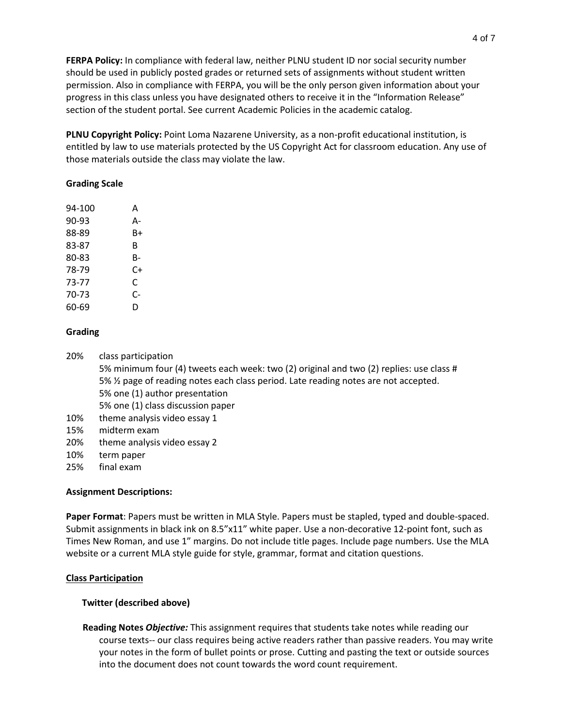**FERPA Policy:** In compliance with federal law, neither PLNU student ID nor social security number should be used in publicly posted grades or returned sets of assignments without student written permission. Also in compliance with FERPA, you will be the only person given information about your progress in this class unless you have designated others to receive it in the "Information Release" section of the student portal. See current Academic Policies in the academic catalog.

**PLNU Copyright Policy:** Point Loma Nazarene University, as a non-profit educational institution, is entitled by law to use materials protected by the US Copyright Act for classroom education. Any use of those materials outside the class may violate the law.

**Grading Scale**

| | |
|---|---|
| 94-100 | A |
| 90-93 | A- |
| 88-89 | B+ |
| 83-87 | B |
| 80-83 | B- |
| 78-79 | C+ |
| 73-77 | C |
| 70-73 | C- |
| 60-69 | D |

**Grading**

- 20% class participation
  - 5% minimum four (4) tweets each week: two (2) original and two (2) replies: use class #
  - 5% ½ page of reading notes each class period. Late reading notes are not accepted.
  - 5% one (1) author presentation
  - 5% one (1) class discussion paper
- 10% theme analysis video essay 1
- 15% midterm exam
- 20% theme analysis video essay 2
- 10% term paper
- 25% final exam

**Assignment Descriptions:**

**Paper Format**: Papers must be written in MLA Style. Papers must be stapled, typed and double-spaced. Submit assignments in black ink on 8.5"x11" white paper. Use a non-decorative 12-point font, such as Times New Roman, and use 1" margins. Do not include title pages. Include page numbers. Use the MLA website or a current MLA style guide for style, grammar, format and citation questions.

**Class Participation**

**Twitter (described above)**

**Reading Notes *Objective:*** This assignment requires that students take notes while reading our course texts-- our class requires being active readers rather than passive readers. You may write your notes in the form of bullet points or prose. Cutting and pasting the text or outside sources into the document does not count towards the word count requirement.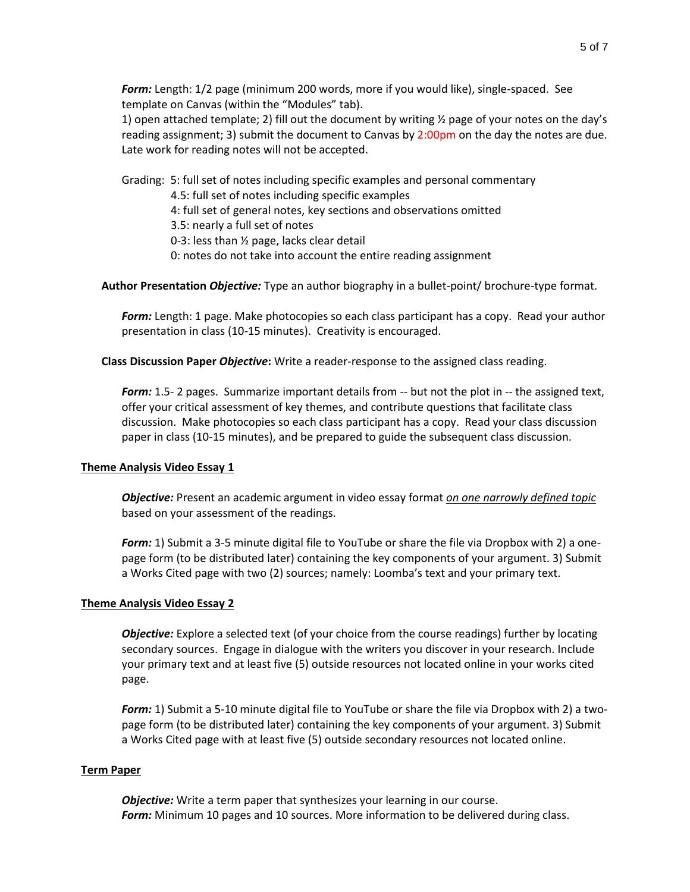***Form:*** Length: 1/2 page (minimum 200 words, more if you would like), single-spaced. See template on Canvas (within the "Modules" tab).
1) open attached template; 2) fill out the document by writing ½ page of your notes on the day's reading assignment; 3) submit the document to Canvas by 2:00pm on the day the notes are due. Late work for reading notes will not be accepted.

Grading:
- 5: full set of notes including specific examples and personal commentary
- 4.5: full set of notes including specific examples
- 4: full set of general notes, key sections and observations omitted
- 3.5: nearly a full set of notes
- 0-3: less than ½ page, lacks clear detail
- 0: notes do not take into account the entire reading assignment

**Author Presentation *Objective:*** Type an author biography in a bullet-point/ brochure-type format.

***Form:*** Length: 1 page. Make photocopies so each class participant has a copy. Read your author presentation in class (10-15 minutes). Creativity is encouraged.

**Class Discussion Paper *Objective*:** Write a reader-response to the assigned class reading.

***Form:*** 1.5- 2 pages. Summarize important details from -- but not the plot in -- the assigned text, offer your critical assessment of key themes, and contribute questions that facilitate class discussion. Make photocopies so each class participant has a copy. Read your class discussion paper in class (10-15 minutes), and be prepared to guide the subsequent class discussion.

**<u>Theme Analysis Video Essay 1</u>**

***Objective:*** Present an academic argument in video essay format *<u>on one narrowly defined topic</u>* based on your assessment of the readings.

***Form:*** 1) Submit a 3-5 minute digital file to YouTube or share the file via Dropbox with 2) a one-page form (to be distributed later) containing the key components of your argument. 3) Submit a Works Cited page with two (2) sources; namely: Loomba's text and your primary text.

**<u>Theme Analysis Video Essay 2</u>**

***Objective:*** Explore a selected text (of your choice from the course readings) further by locating secondary sources. Engage in dialogue with the writers you discover in your research. Include your primary text and at least five (5) outside resources not located online in your works cited page.

***Form:*** 1) Submit a 5-10 minute digital file to YouTube or share the file via Dropbox with 2) a two-page form (to be distributed later) containing the key components of your argument. 3) Submit a Works Cited page with at least five (5) outside secondary resources not located online.

**<u>Term Paper</u>**

***Objective:*** Write a term paper that synthesizes your learning in our course.
***Form:*** Minimum 10 pages and 10 sources. More information to be delivered during class.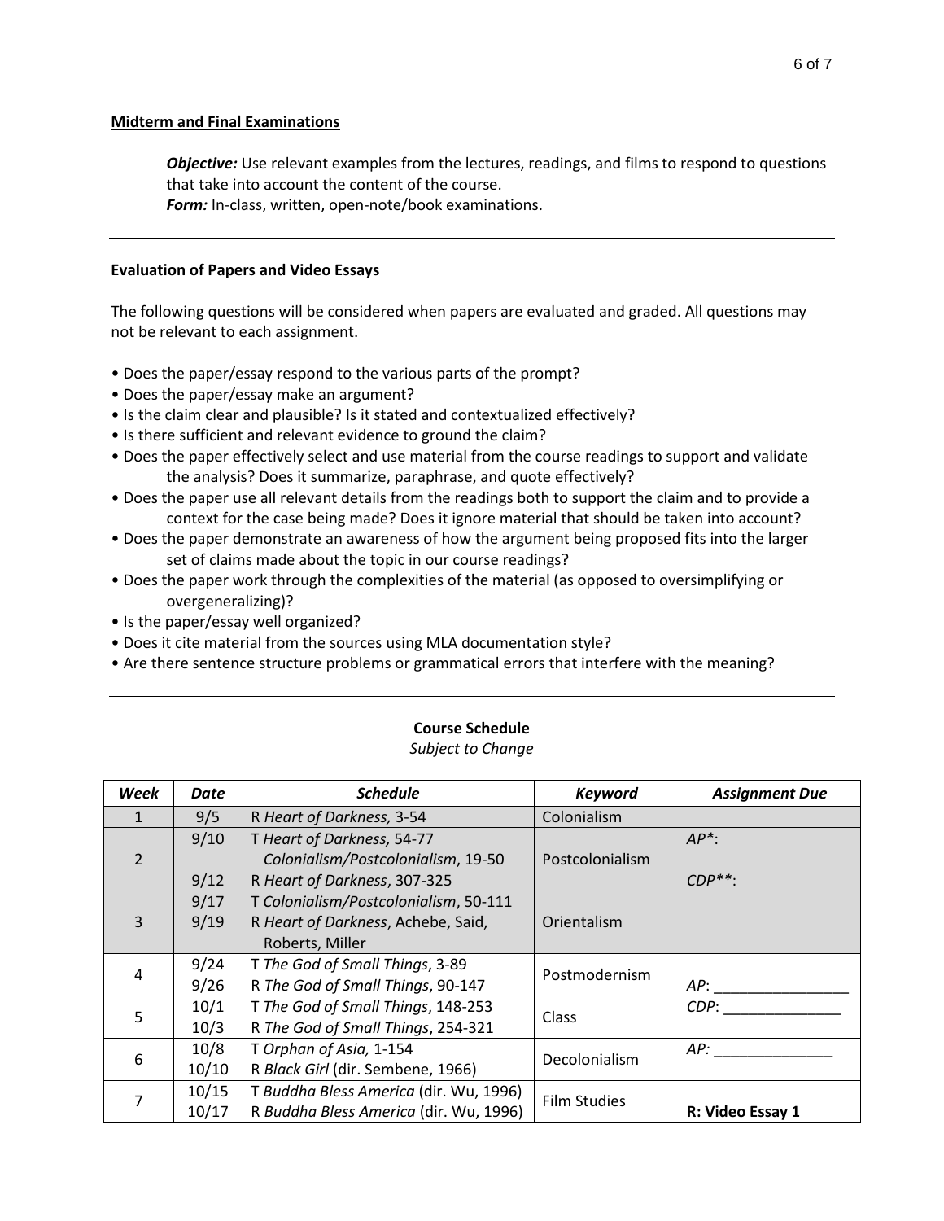**Midterm and Final Examinations**

> ***Objective:*** Use relevant examples from the lectures, readings, and films to respond to questions that take into account the content of the course.
> ***Form:*** In-class, written, open-note/book examinations.

---

**Evaluation of Papers and Video Essays**

The following questions will be considered when papers are evaluated and graded. All questions may not be relevant to each assignment.

- Does the paper/essay respond to the various parts of the prompt?
- Does the paper/essay make an argument?
- Is the claim clear and plausible? Is it stated and contextualized effectively?
- Is there sufficient and relevant evidence to ground the claim?
- Does the paper effectively select and use material from the course readings to support and validate the analysis? Does it summarize, paraphrase, and quote effectively?
- Does the paper use all relevant details from the readings both to support the claim and to provide a context for the case being made? Does it ignore material that should be taken into account?
- Does the paper demonstrate an awareness of how the argument being proposed fits into the larger set of claims made about the topic in our course readings?
- Does the paper work through the complexities of the material (as opposed to oversimplifying or overgeneralizing)?
- Is the paper/essay well organized?
- Does it cite material from the sources using MLA documentation style?
- Are there sentence structure problems or grammatical errors that interfere with the meaning?

---

**Course Schedule**
*Subject to Change*

| *Week* | *Date* | *Schedule* | *Keyword* | *Assignment Due* |
|---|---|---|---|---|
| 1 | 9/5 | R *Heart of Darkness,* 3-54 | Colonialism | |
| 2 | 9/10<br>9/12 | T *Heart of Darkness*, 54-77<br>*Colonialism/Postcolonialism*, 19-50<br>R *Heart of Darkness*, 307-325 | Postcolonialism | *AP**:<br>*CDP***: |
| 3 | 9/17<br>9/19 | T *Colonialism/Postcolonialism*, 50-111<br>R *Heart of Darkness*, Achebe, Said, Roberts, Miller | Orientalism | |
| 4 | 9/24<br>9/26 | T *The God of Small Things*, 3-89<br>R *The God of Small Things*, 90-147 | Postmodernism | *AP*: ________________ |
| 5 | 10/1<br>10/3 | T *The God of Small Things*, 148-253<br>R *The God of Small Things*, 254-321 | Class | *CDP*: ______________ |
| 6 | 10/8<br>10/10 | T *Orphan of Asia,* 1-154<br>R *Black Girl* (dir. Sembene, 1966) | Decolonialism | *AP:* ______________ |
| 7 | 10/15<br>10/17 | T *Buddha Bless America* (dir. Wu, 1996)<br>R *Buddha Bless America* (dir. Wu, 1996) | Film Studies | **R: Video Essay 1** |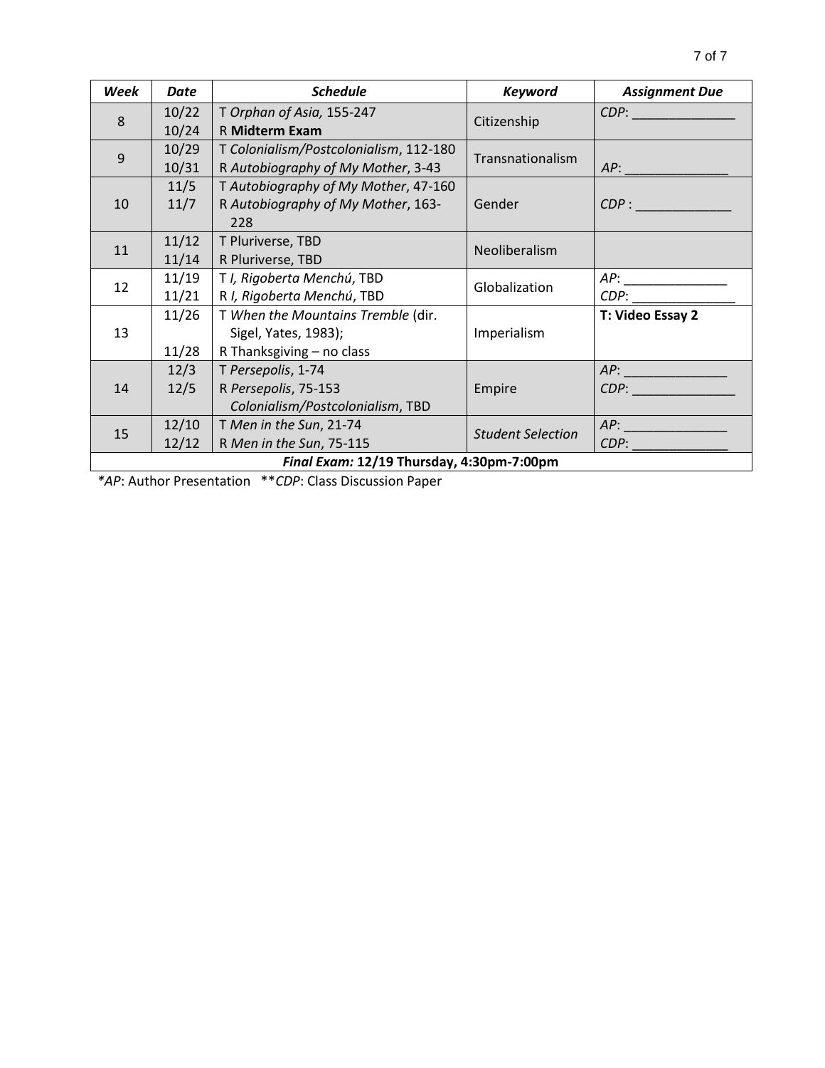| *Week* | *Date* | *Schedule* | *Keyword* | *Assignment Due* |
|---|---|---|---|---|
| 8 | 10/22<br>10/24 | T *Orphan of Asia,* 155-247<br>R **Midterm Exam** | Citizenship | *CDP*: _______________ |
| 9 | 10/29<br>10/31 | T *Colonialism/Postcolonialism*, 112-180<br>R *Autobiography of My Mother*, 3-43 | Transnationalism | *AP*: ______________ |
| 10 | 11/5<br>11/7 | T *Autobiography of My Mother*, 47-160<br>R *Autobiography of My Mother*, 163-228 | Gender | *CDP* : _____________ |
| 11 | 11/12<br>11/14 | T Pluriverse, TBD<br>R Pluriverse, TBD | Neoliberalism | |
| 12 | 11/19<br>11/21 | T *I, Rigoberta Menchú*, TBD<br>R *I, Rigoberta Menchú*, TBD | Globalization | *AP*: ______________<br>*CDP*: _______________ |
| 13 | 11/26<br><br>11/28 | T *When the Mountains Tremble* (dir. Sigel, Yates, 1983);<br>R Thanksgiving – no class | Imperialism | **T: Video Essay 2** |
| 14 | 12/3<br>12/5 | T *Persepolis*, 1-74<br>R *Persepolis*, 75-153<br>*Colonialism/Postcolonialism*, TBD | Empire | *AP*: ______________<br>*CDP*: _______________ |
| 15 | 12/10<br>12/12 | T *Men in the Sun*, 21-74<br>R *Men in the Sun*, 75-115 | *Student Selection* | *AP*: ______________<br>*CDP*: _____________ |
| ***Final Exam:*** **12/19 Thursday, 4:30pm-7:00pm** | | | | |

**AP*: Author Presentation ***CDP*: Class Discussion Paper